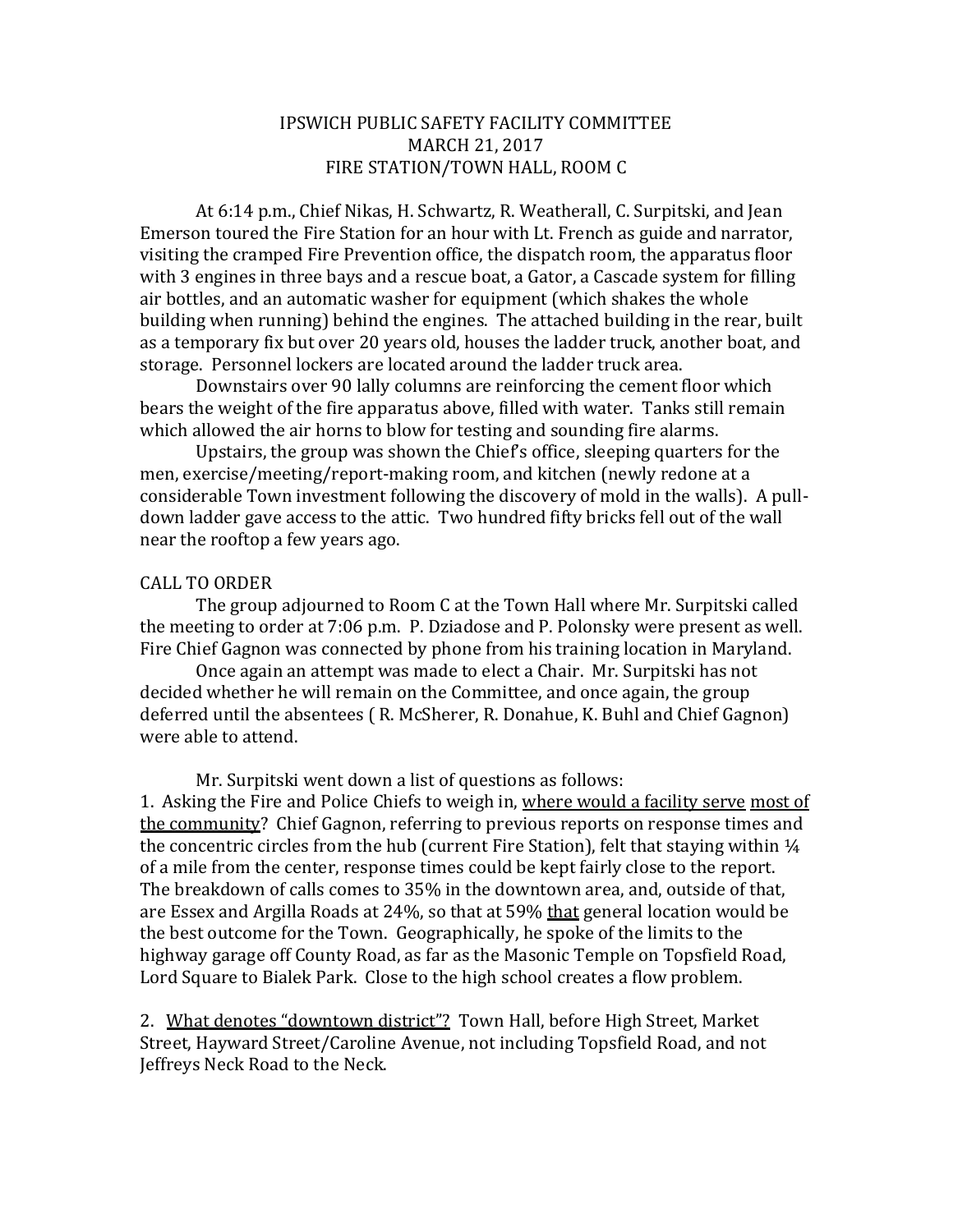# IPSWICH PUBLIC SAFETY FACILITY COMMITTEE
## MARCH 21, 2017
## FIRE STATION/TOWN HALL, ROOM C

At 6:14 p.m., Chief Nikas, H. Schwartz, R. Weatherall, C. Surpitski, and Jean Emerson toured the Fire Station for an hour with Lt. French as guide and narrator, visiting the cramped Fire Prevention office, the dispatch room, the apparatus floor with 3 engines in three bays and a rescue boat, a Gator, a Cascade system for filling air bottles, and an automatic washer for equipment (which shakes the whole building when running) behind the engines. The attached building in the rear, built as a temporary fix but over 20 years old, houses the ladder truck, another boat, and storage. Personnel lockers are located around the ladder truck area.

Downstairs over 90 lally columns are reinforcing the cement floor which bears the weight of the fire apparatus above, filled with water. Tanks still remain which allowed the air horns to blow for testing and sounding fire alarms.

Upstairs, the group was shown the Chief's office, sleeping quarters for the men, exercise/meeting/report-making room, and kitchen (newly redone at a considerable Town investment following the discovery of mold in the walls). A pull-down ladder gave access to the attic. Two hundred fifty bricks fell out of the wall near the rooftop a few years ago.

CALL TO ORDER

The group adjourned to Room C at the Town Hall where Mr. Surpitski called the meeting to order at 7:06 p.m. P. Dziadose and P. Polonsky were present as well. Fire Chief Gagnon was connected by phone from his training location in Maryland.

Once again an attempt was made to elect a Chair. Mr. Surpitski has not decided whether he will remain on the Committee, and once again, the group deferred until the absentees ( R. McSherer, R. Donahue, K. Buhl and Chief Gagnon) were able to attend.

Mr. Surpitski went down a list of questions as follows:

1. Asking the Fire and Police Chiefs to weigh in, <u>where would a facility serve</u> <u>most of the community</u>? Chief Gagnon, referring to previous reports on response times and the concentric circles from the hub (current Fire Station), felt that staying within ¼ of a mile from the center, response times could be kept fairly close to the report. The breakdown of calls comes to 35% in the downtown area, and, outside of that, are Essex and Argilla Roads at 24%, so that at 59% <u>that</u> general location would be the best outcome for the Town. Geographically, he spoke of the limits to the highway garage off County Road, as far as the Masonic Temple on Topsfield Road, Lord Square to Bialek Park. Close to the high school creates a flow problem.

2. <u>What denotes "downtown district"?</u> Town Hall, before High Street, Market Street, Hayward Street/Caroline Avenue, not including Topsfield Road, and not Jeffreys Neck Road to the Neck.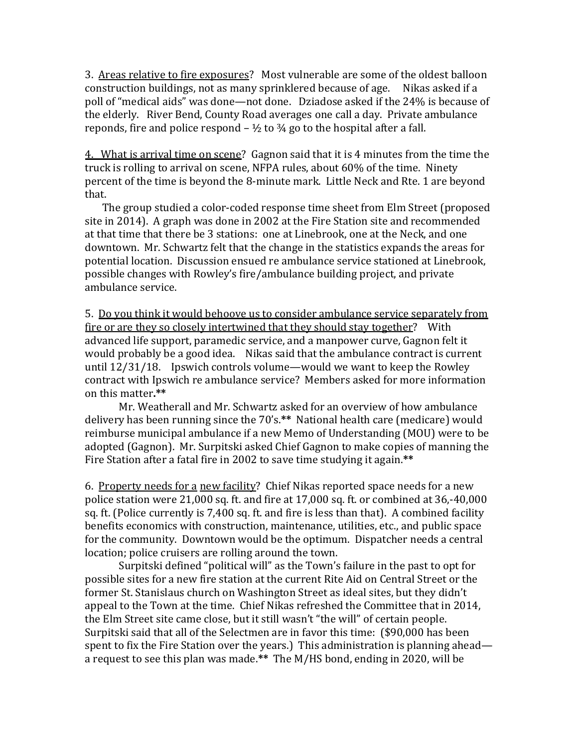3. <u>Areas relative to fire exposures</u>? Most vulnerable are some of the oldest balloon construction buildings, not as many sprinklered because of age. Nikas asked if a poll of "medical aids" was done—not done. Dziadose asked if the 24% is because of the elderly. River Bend, County Road averages one call a day. Private ambulance reponds, fire and police respond – ½ to ¾ go to the hospital after a fall.

4. <u>What is arrival time on scene</u>? Gagnon said that it is 4 minutes from the time the truck is rolling to arrival on scene, NFPA rules, about 60% of the time. Ninety percent of the time is beyond the 8-minute mark. Little Neck and Rte. 1 are beyond that.

The group studied a color-coded response time sheet from Elm Street (proposed site in 2014). A graph was done in 2002 at the Fire Station site and recommended at that time that there be 3 stations: one at Linebrook, one at the Neck, and one downtown. Mr. Schwartz felt that the change in the statistics expands the areas for potential location. Discussion ensued re ambulance service stationed at Linebrook, possible changes with Rowley's fire/ambulance building project, and private ambulance service.

5. <u>Do you think it would behoove us to consider ambulance service separately from fire or are they so closely intertwined that they should stay together</u>? With advanced life support, paramedic service, and a manpower curve, Gagnon felt it would probably be a good idea. Nikas said that the ambulance contract is current until 12/31/18. Ipswich controls volume—would we want to keep the Rowley contract with Ipswich re ambulance service? Members asked for more information on this matter.**

Mr. Weatherall and Mr. Schwartz asked for an overview of how ambulance delivery has been running since the 70's.** National health care (medicare) would reimburse municipal ambulance if a new Memo of Understanding (MOU) were to be adopted (Gagnon). Mr. Surpitski asked Chief Gagnon to make copies of manning the Fire Station after a fatal fire in 2002 to save time studying it again.**

6. <u>Property needs for a</u> <u>new facility</u>? Chief Nikas reported space needs for a new police station were 21,000 sq. ft. and fire at 17,000 sq. ft. or combined at 36,-40,000 sq. ft. (Police currently is 7,400 sq. ft. and fire is less than that). A combined facility benefits economics with construction, maintenance, utilities, etc., and public space for the community. Downtown would be the optimum. Dispatcher needs a central location; police cruisers are rolling around the town.

Surpitski defined "political will" as the Town's failure in the past to opt for possible sites for a new fire station at the current Rite Aid on Central Street or the former St. Stanislaus church on Washington Street as ideal sites, but they didn't appeal to the Town at the time. Chief Nikas refreshed the Committee that in 2014, the Elm Street site came close, but it still wasn't "the will" of certain people. Surpitski said that all of the Selectmen are in favor this time: ($90,000 has been spent to fix the Fire Station over the years.) This administration is planning ahead—a request to see this plan was made.** The M/HS bond, ending in 2020, will be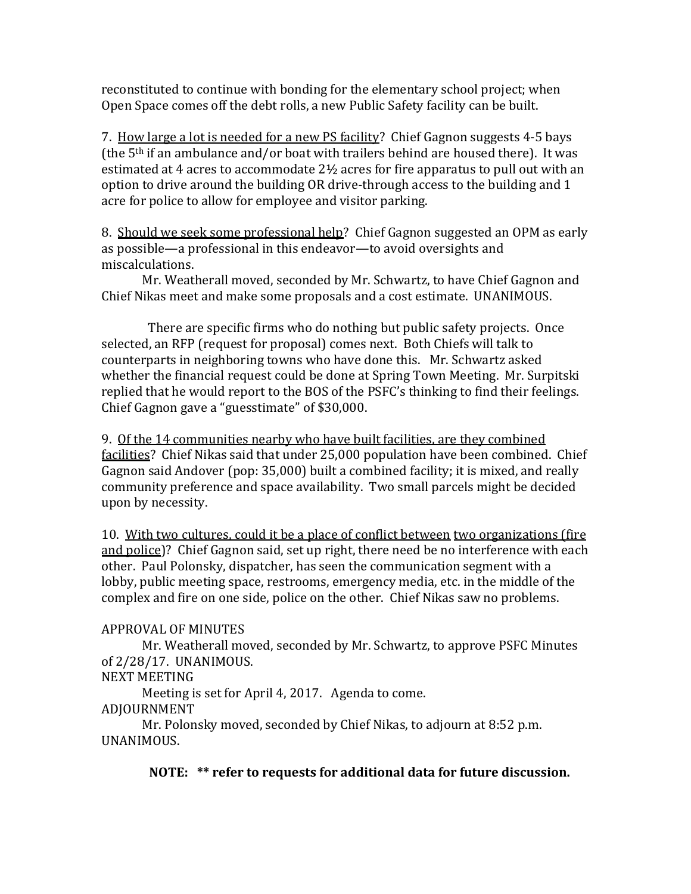reconstituted to continue with bonding for the elementary school project; when Open Space comes off the debt rolls, a new Public Safety facility can be built.

7. <u>How large a lot is needed for a new PS facility</u>? Chief Gagnon suggests 4-5 bays (the 5th if an ambulance and/or boat with trailers behind are housed there). It was estimated at 4 acres to accommodate 2½ acres for fire apparatus to pull out with an option to drive around the building OR drive-through access to the building and 1 acre for police to allow for employee and visitor parking.

8. <u>Should we seek some professional help</u>? Chief Gagnon suggested an OPM as early as possible—a professional in this endeavor—to avoid oversights and miscalculations.

Mr. Weatherall moved, seconded by Mr. Schwartz, to have Chief Gagnon and Chief Nikas meet and make some proposals and a cost estimate. UNANIMOUS.

There are specific firms who do nothing but public safety projects. Once selected, an RFP (request for proposal) comes next. Both Chiefs will talk to counterparts in neighboring towns who have done this. Mr. Schwartz asked whether the financial request could be done at Spring Town Meeting. Mr. Surpitski replied that he would report to the BOS of the PSFC's thinking to find their feelings. Chief Gagnon gave a "guesstimate" of $30,000.

9. <u>Of the 14 communities nearby who have built facilities, are they combined facilities</u>? Chief Nikas said that under 25,000 population have been combined. Chief Gagnon said Andover (pop: 35,000) built a combined facility; it is mixed, and really community preference and space availability. Two small parcels might be decided upon by necessity.

10. <u>With two cultures, could it be a place of conflict between two organizations (fire and police)</u>? Chief Gagnon said, set up right, there need be no interference with each other. Paul Polonsky, dispatcher, has seen the communication segment with a lobby, public meeting space, restrooms, emergency media, etc. in the middle of the complex and fire on one side, police on the other. Chief Nikas saw no problems.

APPROVAL OF MINUTES

Mr. Weatherall moved, seconded by Mr. Schwartz, to approve PSFC Minutes of 2/28/17. UNANIMOUS.

NEXT MEETING

Meeting is set for April 4, 2017. Agenda to come.

ADJOURNMENT

Mr. Polonsky moved, seconded by Chief Nikas, to adjourn at 8:52 p.m. UNANIMOUS.

**NOTE: ** refer to requests for additional data for future discussion.**